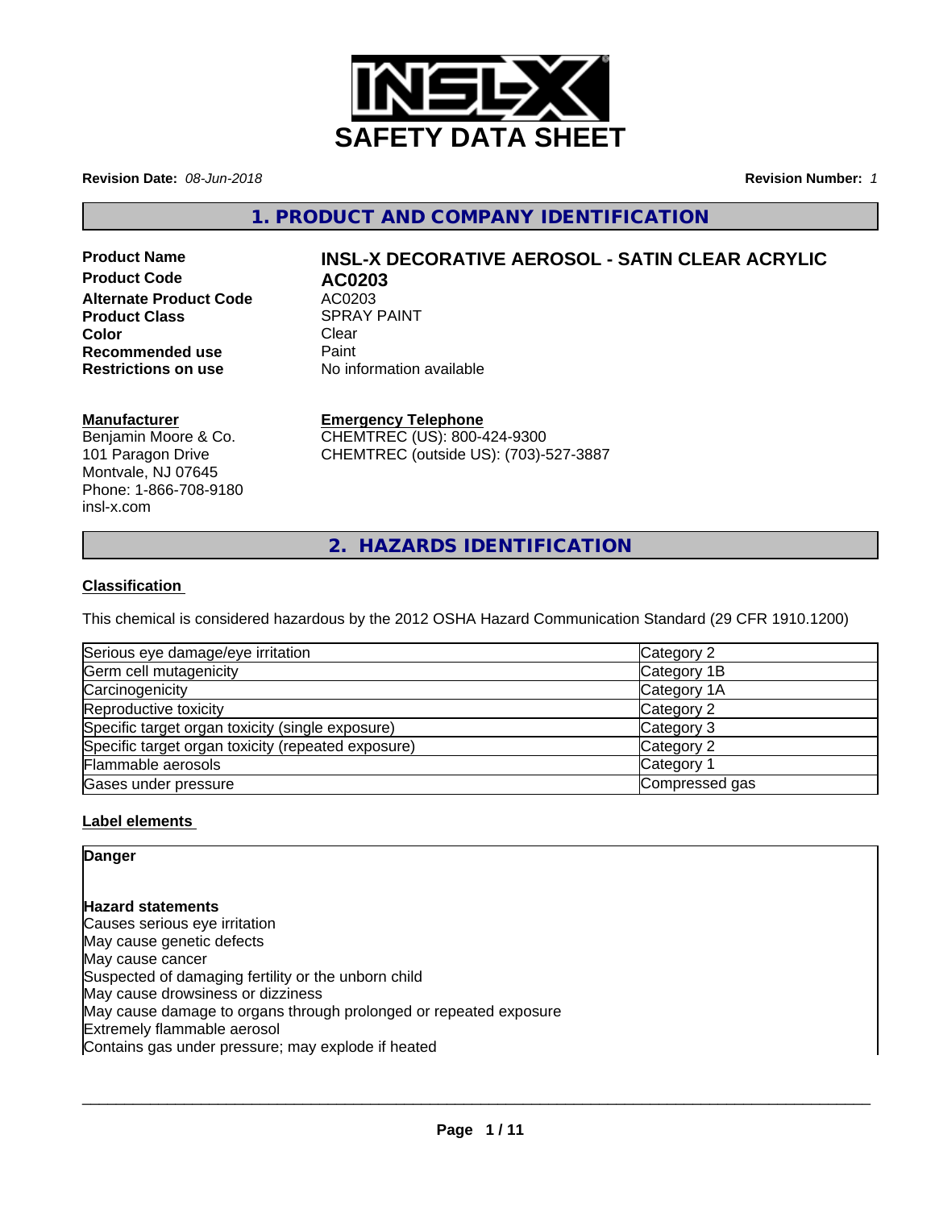# SAFETY DATA SHEET

**Revision Date:** *08-Jun-2018*

**Revision Number:** *1*

## 1. PRODUCT AND COMPANY IDENTIFICATION

**Product Name** **INSL-X DECORATIVE AEROSOL - SATIN CLEAR ACRYLIC**

**Product Code** **AC0203**

**Alternate Product Code** AC0203

**Product Class** SPRAY PAINT

**Color** Clear

**Recommended use** Paint

**Restrictions on use** No information available

**Manufacturer**

Benjamin Moore & Co.
101 Paragon Drive
Montvale, NJ 07645
Phone: 1-866-708-9180
insl-x.com

**Emergency Telephone**

CHEMTREC (US): 800-424-9300
CHEMTREC (outside US): (703)-527-3887

## 2. HAZARDS IDENTIFICATION

**Classification**

This chemical is considered hazardous by the 2012 OSHA Hazard Communication Standard (29 CFR 1910.1200)

| | |
|---|---|
| Serious eye damage/eye irritation | Category 2 |
| Germ cell mutagenicity | Category 1B |
| Carcinogenicity | Category 1A |
| Reproductive toxicity | Category 2 |
| Specific target organ toxicity (single exposure) | Category 3 |
| Specific target organ toxicity (repeated exposure) | Category 2 |
| Flammable aerosols | Category 1 |
| Gases under pressure | Compressed gas |

**Label elements**

**Danger**

**Hazard statements**

Causes serious eye irritation
May cause genetic defects
May cause cancer
Suspected of damaging fertility or the unborn child
May cause drowsiness or dizziness
May cause damage to organs through prolonged or repeated exposure
Extremely flammable aerosol
Contains gas under pressure; may explode if heated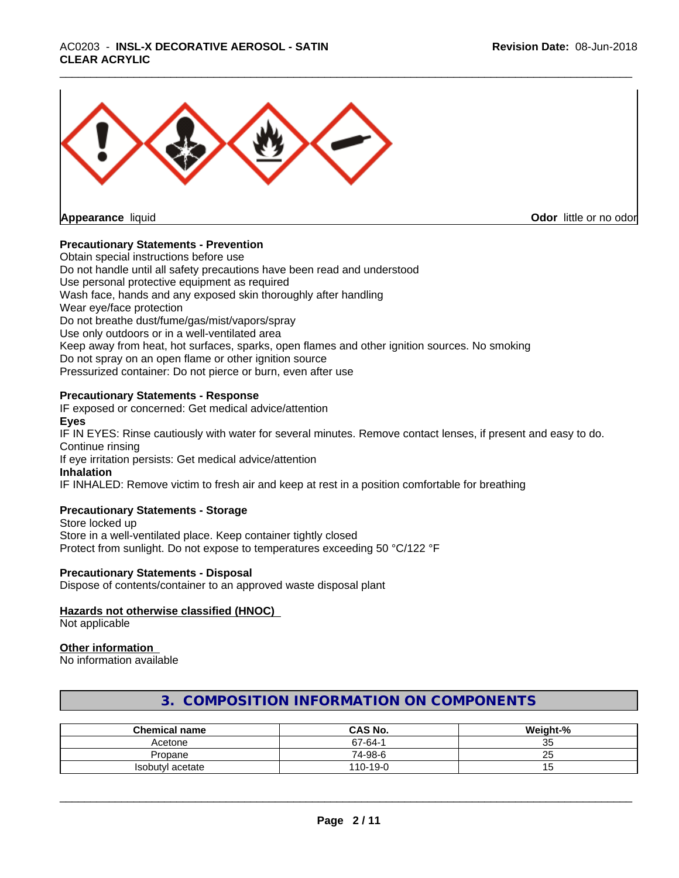**Appearance** liquid **Odor** little or no odor

**Precautionary Statements - Prevention**

Obtain special instructions before use
Do not handle until all safety precautions have been read and understood
Use personal protective equipment as required
Wash face, hands and any exposed skin thoroughly after handling
Wear eye/face protection
Do not breathe dust/fume/gas/mist/vapors/spray
Use only outdoors or in a well-ventilated area
Keep away from heat, hot surfaces, sparks, open flames and other ignition sources. No smoking
Do not spray on an open flame or other ignition source
Pressurized container: Do not pierce or burn, even after use

**Precautionary Statements - Response**

IF exposed or concerned: Get medical advice/attention

**Eyes**

IF IN EYES: Rinse cautiously with water for several minutes. Remove contact lenses, if present and easy to do. Continue rinsing
If eye irritation persists: Get medical advice/attention

**Inhalation**

IF INHALED: Remove victim to fresh air and keep at rest in a position comfortable for breathing

**Precautionary Statements - Storage**

Store locked up
Store in a well-ventilated place. Keep container tightly closed
Protect from sunlight. Do not expose to temperatures exceeding 50 °C/122 °F

**Precautionary Statements - Disposal**

Dispose of contents/container to an approved waste disposal plant

**Hazards not otherwise classified (HNOC)**

Not applicable

**Other information**

No information available

## 3. COMPOSITION INFORMATION ON COMPONENTS

| Chemical name | CAS No. | Weight-% |
|---|---|---|
| Acetone | 67-64-1 | 35 |
| Propane | 74-98-6 | 25 |
| Isobutyl acetate | 110-19-0 | 15 |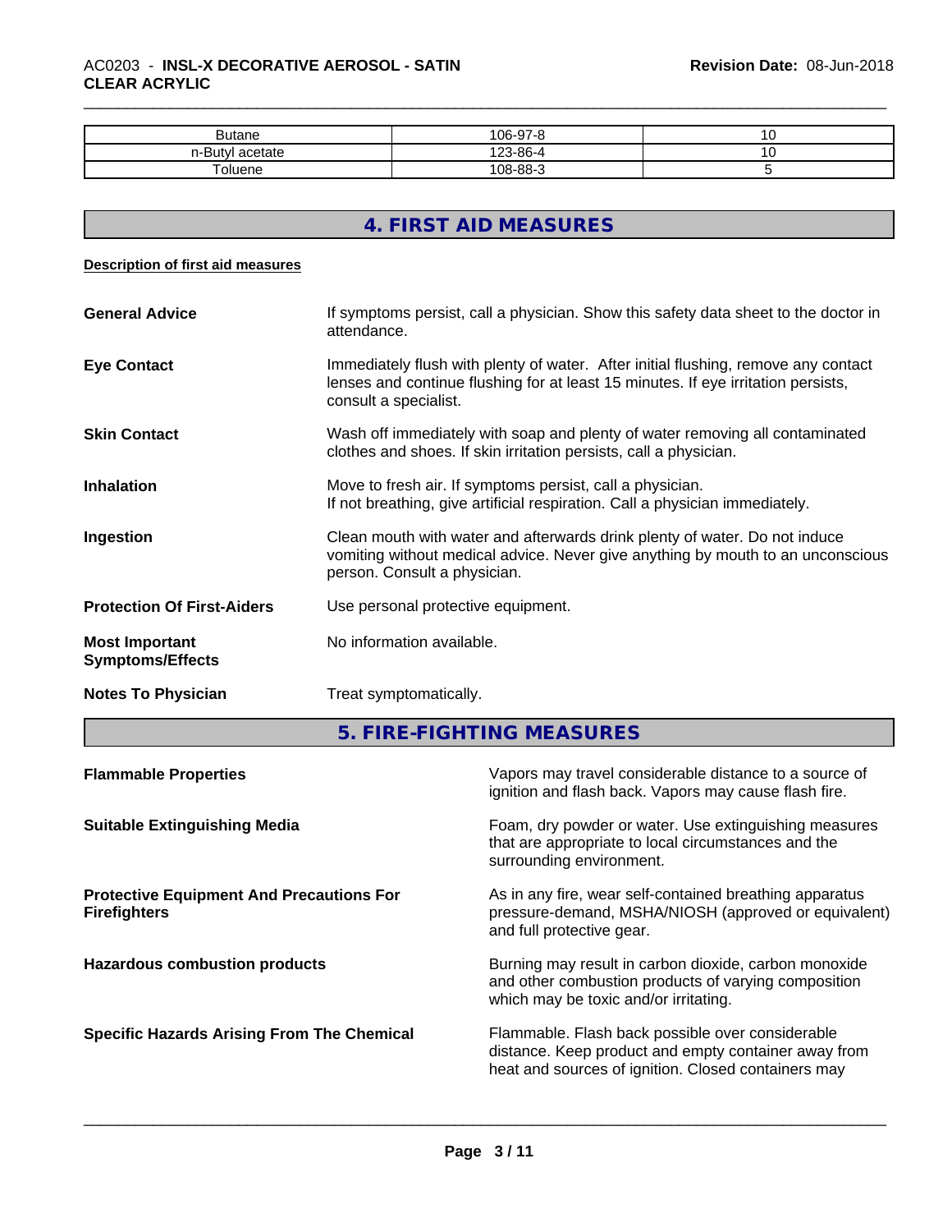| Butane | 106-97-8 | 10 |
|---|---|---|
| n-Butyl acetate | 123-86-4 | 10 |
| Toluene | 108-88-3 | 5 |

## 4. FIRST AID MEASURES

**Description of first aid measures**

**General Advice**
If symptoms persist, call a physician. Show this safety data sheet to the doctor in attendance.

**Eye Contact**
Immediately flush with plenty of water. After initial flushing, remove any contact lenses and continue flushing for at least 15 minutes. If eye irritation persists, consult a specialist.

**Skin Contact**
Wash off immediately with soap and plenty of water removing all contaminated clothes and shoes. If skin irritation persists, call a physician.

**Inhalation**
Move to fresh air. If symptoms persist, call a physician.
If not breathing, give artificial respiration. Call a physician immediately.

**Ingestion**
Clean mouth with water and afterwards drink plenty of water. Do not induce vomiting without medical advice. Never give anything by mouth to an unconscious person. Consult a physician.

**Protection Of First-Aiders**
Use personal protective equipment.

**Most Important Symptoms/Effects**
No information available.

**Notes To Physician**
Treat symptomatically.

## 5. FIRE-FIGHTING MEASURES

**Flammable Properties**
Vapors may travel considerable distance to a source of ignition and flash back. Vapors may cause flash fire.

**Suitable Extinguishing Media**
Foam, dry powder or water. Use extinguishing measures that are appropriate to local circumstances and the surrounding environment.

**Protective Equipment And Precautions For Firefighters**
As in any fire, wear self-contained breathing apparatus pressure-demand, MSHA/NIOSH (approved or equivalent) and full protective gear.

**Hazardous combustion products**
Burning may result in carbon dioxide, carbon monoxide and other combustion products of varying composition which may be toxic and/or irritating.

**Specific Hazards Arising From The Chemical**
Flammable. Flash back possible over considerable distance. Keep product and empty container away from heat and sources of ignition. Closed containers may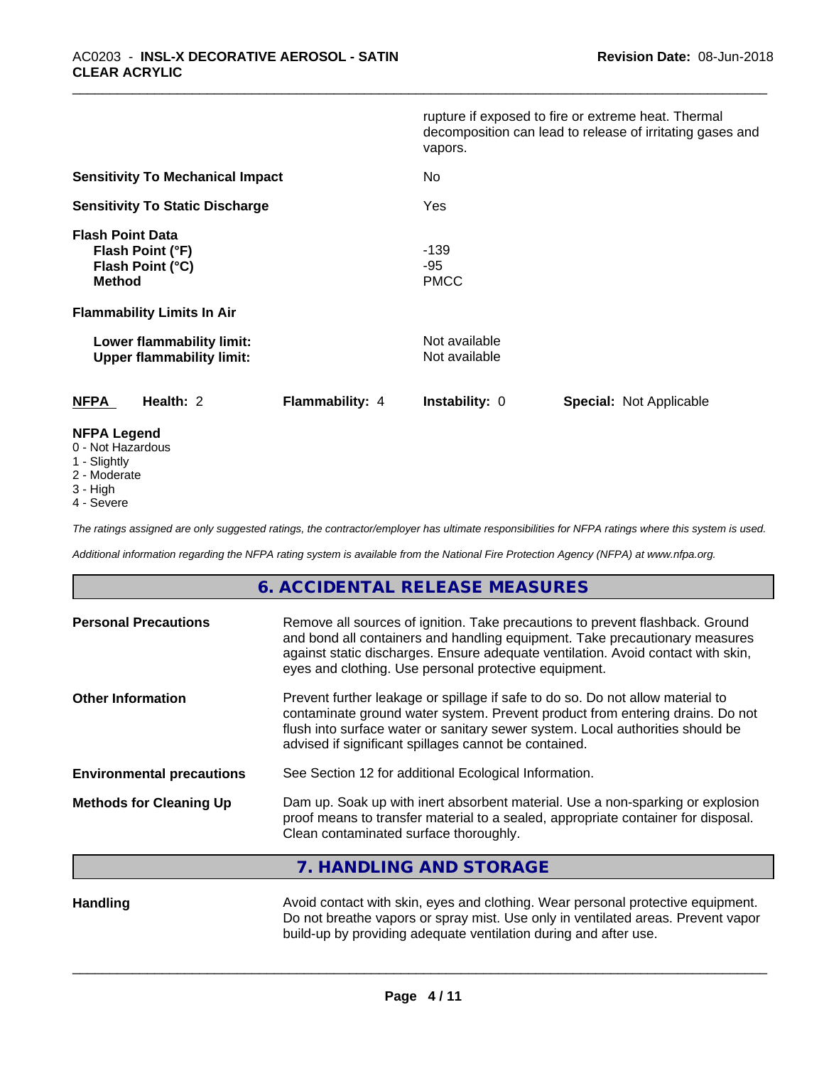rupture if exposed to fire or extreme heat. Thermal decomposition can lead to release of irritating gases and vapors.

**Sensitivity To Mechanical Impact**: No

**Sensitivity To Static Discharge**: Yes

**Flash Point Data**

| | |
|---|---|
| **Flash Point (°F)** | -139 |
| **Flash Point (°C)** | -95 |
| **Method** | PMCC |

**Flammability Limits In Air**

| | |
|---|---|
| **Lower flammability limit:** | Not available |
| **Upper flammability limit:** | Not available |

| **NFPA** | **Health:** 2 | **Flammability:** 4 | **Instability:** 0 | **Special:** Not Applicable |
|---|---|---|---|---|

**NFPA Legend**

0 - Not Hazardous
1 - Slightly
2 - Moderate
3 - High
4 - Severe

*The ratings assigned are only suggested ratings, the contractor/employer has ultimate responsibilities for NFPA ratings where this system is used.*

*Additional information regarding the NFPA rating system is available from the National Fire Protection Agency (NFPA) at www.nfpa.org.*

## 6. ACCIDENTAL RELEASE MEASURES

**Personal Precautions**: Remove all sources of ignition. Take precautions to prevent flashback. Ground and bond all containers and handling equipment. Take precautionary measures against static discharges. Ensure adequate ventilation. Avoid contact with skin, eyes and clothing. Use personal protective equipment.

**Other Information**: Prevent further leakage or spillage if safe to do so. Do not allow material to contaminate ground water system. Prevent product from entering drains. Do not flush into surface water or sanitary sewer system. Local authorities should be advised if significant spillages cannot be contained.

**Environmental precautions**: See Section 12 for additional Ecological Information.

**Methods for Cleaning Up**: Dam up. Soak up with inert absorbent material. Use a non-sparking or explosion proof means to transfer material to a sealed, appropriate container for disposal. Clean contaminated surface thoroughly.

## 7. HANDLING AND STORAGE

**Handling**: Avoid contact with skin, eyes and clothing. Wear personal protective equipment. Do not breathe vapors or spray mist. Use only in ventilated areas. Prevent vapor build-up by providing adequate ventilation during and after use.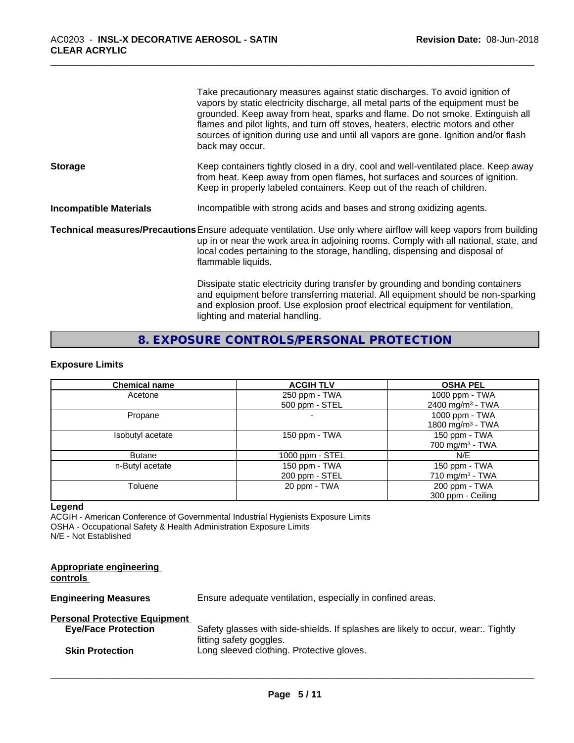Take precautionary measures against static discharges. To avoid ignition of vapors by static electricity discharge, all metal parts of the equipment must be grounded. Keep away from heat, sparks and flame. Do not smoke. Extinguish all flames and pilot lights, and turn off stoves, heaters, electric motors and other sources of ignition during use and until all vapors are gone. Ignition and/or flash back may occur.

**Storage** Keep containers tightly closed in a dry, cool and well-ventilated place. Keep away from heat. Keep away from open flames, hot surfaces and sources of ignition. Keep in properly labeled containers. Keep out of the reach of children.

**Incompatible Materials** Incompatible with strong acids and bases and strong oxidizing agents.

**Technical measures/Precautions** Ensure adequate ventilation. Use only where airflow will keep vapors from building up in or near the work area in adjoining rooms. Comply with all national, state, and local codes pertaining to the storage, handling, dispensing and disposal of flammable liquids.

Dissipate static electricity during transfer by grounding and bonding containers and equipment before transferring material. All equipment should be non-sparking and explosion proof. Use explosion proof electrical equipment for ventilation, lighting and material handling.

## 8. EXPOSURE CONTROLS/PERSONAL PROTECTION

### Exposure Limits

| Chemical name | ACGIH TLV | OSHA PEL |
|---|---|---|
| Acetone | 250 ppm - TWA<br>500 ppm - STEL | 1000 ppm - TWA<br>2400 mg/m³ - TWA |
| Propane | - | 1000 ppm - TWA<br>1800 mg/m³ - TWA |
| Isobutyl acetate | 150 ppm - TWA | 150 ppm - TWA<br>700 mg/m³ - TWA |
| Butane | 1000 ppm - STEL | N/E |
| n-Butyl acetate | 150 ppm - TWA<br>200 ppm - STEL | 150 ppm - TWA<br>710 mg/m³ - TWA |
| Toluene | 20 ppm - TWA | 200 ppm - TWA<br>300 ppm - Ceiling |

**Legend**

ACGIH - American Conference of Governmental Industrial Hygienists Exposure Limits
OSHA - Occupational Safety & Health Administration Exposure Limits
N/E - Not Established

**Appropriate engineering controls**

**Engineering Measures** Ensure adequate ventilation, especially in confined areas.

**Personal Protective Equipment**

**Eye/Face Protection** Safety glasses with side-shields. If splashes are likely to occur, wear:. Tightly fitting safety goggles.

**Skin Protection** Long sleeved clothing. Protective gloves.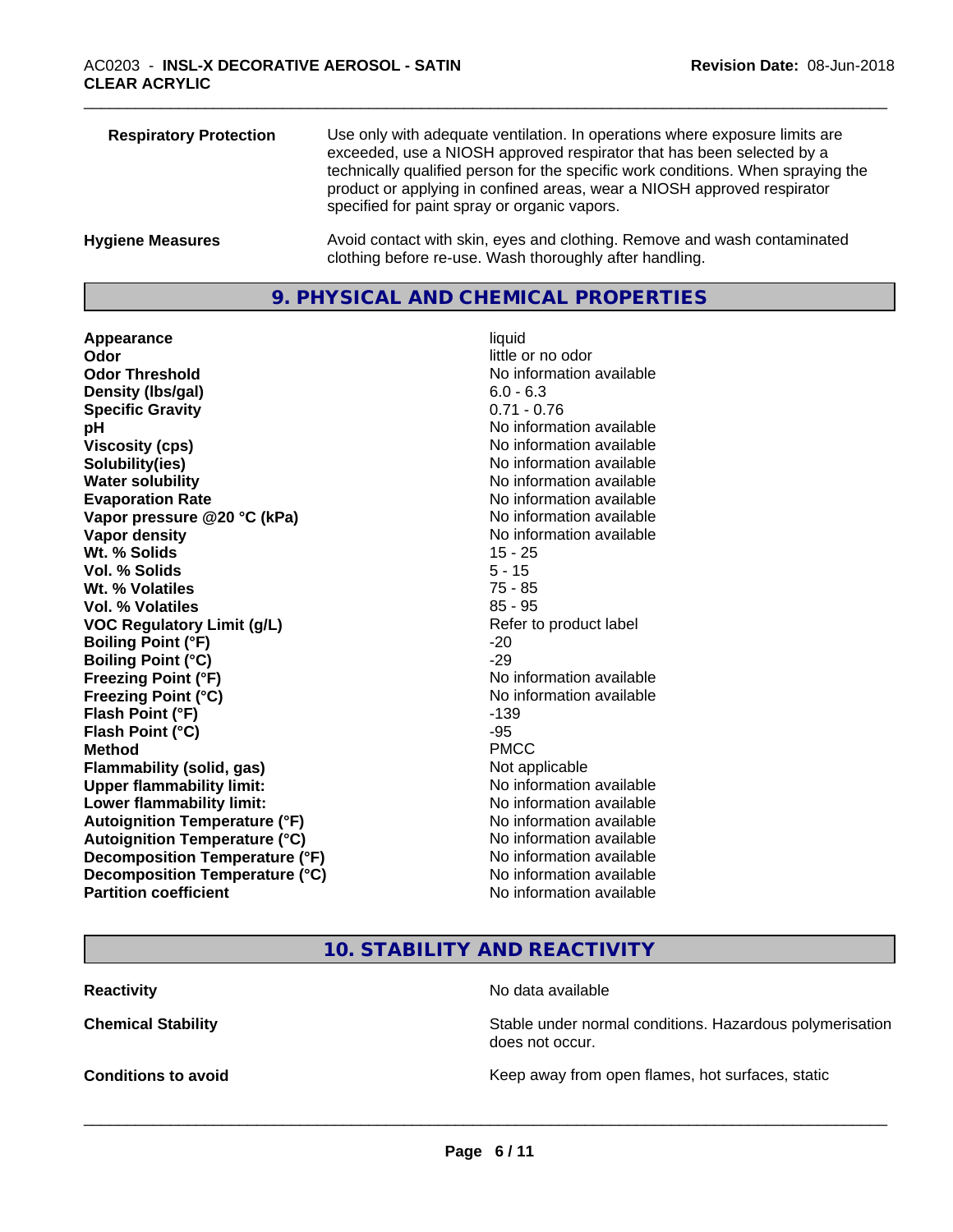| | |
|---|---|
| **Respiratory Protection** | Use only with adequate ventilation. In operations where exposure limits are exceeded, use a NIOSH approved respirator that has been selected by a technically qualified person for the specific work conditions. When spraying the product or applying in confined areas, wear a NIOSH approved respirator specified for paint spray or organic vapors. |
| **Hygiene Measures** | Avoid contact with skin, eyes and clothing. Remove and wash contaminated clothing before re-use. Wash thoroughly after handling. |

## 9. PHYSICAL AND CHEMICAL PROPERTIES

| | |
|---|---|
| **Appearance** | liquid |
| **Odor** | little or no odor |
| **Odor Threshold** | No information available |
| **Density (lbs/gal)** | 6.0 - 6.3 |
| **Specific Gravity** | 0.71 - 0.76 |
| **pH** | No information available |
| **Viscosity (cps)** | No information available |
| **Solubility(ies)** | No information available |
| **Water solubility** | No information available |
| **Evaporation Rate** | No information available |
| **Vapor pressure @20 °C (kPa)** | No information available |
| **Vapor density** | No information available |
| **Wt. % Solids** | 15 - 25 |
| **Vol. % Solids** | 5 - 15 |
| **Wt. % Volatiles** | 75 - 85 |
| **Vol. % Volatiles** | 85 - 95 |
| **VOC Regulatory Limit (g/L)** | Refer to product label |
| **Boiling Point (°F)** | -20 |
| **Boiling Point (°C)** | -29 |
| **Freezing Point (°F)** | No information available |
| **Freezing Point (°C)** | No information available |
| **Flash Point (°F)** | -139 |
| **Flash Point (°C)** | -95 |
| **Method** | PMCC |
| **Flammability (solid, gas)** | Not applicable |
| **Upper flammability limit:** | No information available |
| **Lower flammability limit:** | No information available |
| **Autoignition Temperature (°F)** | No information available |
| **Autoignition Temperature (°C)** | No information available |
| **Decomposition Temperature (°F)** | No information available |
| **Decomposition Temperature (°C)** | No information available |
| **Partition coefficient** | No information available |

## 10. STABILITY AND REACTIVITY

| | |
|---|---|
| **Reactivity** | No data available |
| **Chemical Stability** | Stable under normal conditions. Hazardous polymerisation does not occur. |
| **Conditions to avoid** | Keep away from open flames, hot surfaces, static |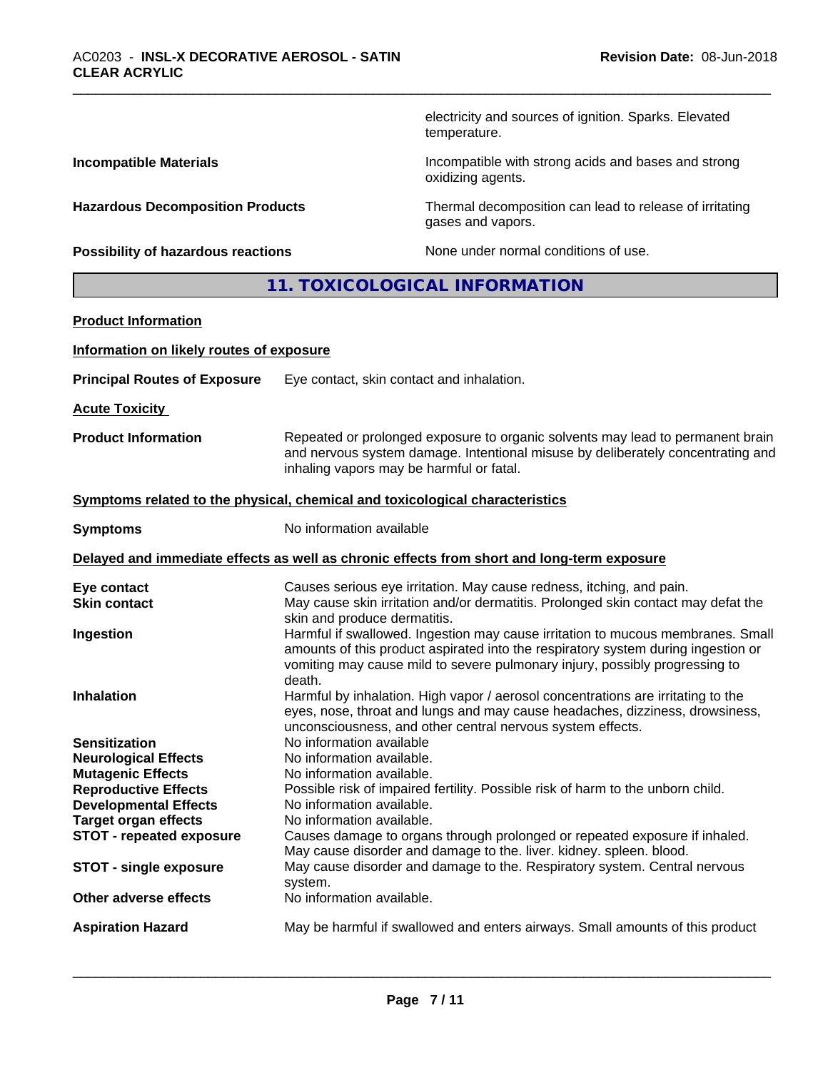| | |
|---|---|
| | electricity and sources of ignition. Sparks. Elevated temperature. |
| **Incompatible Materials** | Incompatible with strong acids and bases and strong oxidizing agents. |
| **Hazardous Decomposition Products** | Thermal decomposition can lead to release of irritating gases and vapors. |
| **Possibility of hazardous reactions** | None under normal conditions of use. |

## 11. TOXICOLOGICAL INFORMATION

**Product Information**

**Information on likely routes of exposure**

**Principal Routes of Exposure** Eye contact, skin contact and inhalation.

**Acute Toxicity**

**Product Information** Repeated or prolonged exposure to organic solvents may lead to permanent brain and nervous system damage. Intentional misuse by deliberately concentrating and inhaling vapors may be harmful or fatal.

**Symptoms related to the physical, chemical and toxicological characteristics**

**Symptoms** No information available

**Delayed and immediate effects as well as chronic effects from short and long-term exposure**

| | |
|---|---|
| **Eye contact** | Causes serious eye irritation. May cause redness, itching, and pain. |
| **Skin contact** | May cause skin irritation and/or dermatitis. Prolonged skin contact may defat the skin and produce dermatitis. |
| **Ingestion** | Harmful if swallowed. Ingestion may cause irritation to mucous membranes. Small amounts of this product aspirated into the respiratory system during ingestion or vomiting may cause mild to severe pulmonary injury, possibly progressing to death. |
| **Inhalation** | Harmful by inhalation. High vapor / aerosol concentrations are irritating to the eyes, nose, throat and lungs and may cause headaches, dizziness, drowsiness, unconsciousness, and other central nervous system effects. |
| **Sensitization** | No information available |
| **Neurological Effects** | No information available. |
| **Mutagenic Effects** | No information available. |
| **Reproductive Effects** | Possible risk of impaired fertility. Possible risk of harm to the unborn child. |
| **Developmental Effects** | No information available. |
| **Target organ effects** | No information available. |
| **STOT - repeated exposure** | Causes damage to organs through prolonged or repeated exposure if inhaled. May cause disorder and damage to the. liver. kidney. spleen. blood. |
| **STOT - single exposure** | May cause disorder and damage to the. Respiratory system. Central nervous system. |
| **Other adverse effects** | No information available. |
| **Aspiration Hazard** | May be harmful if swallowed and enters airways. Small amounts of this product |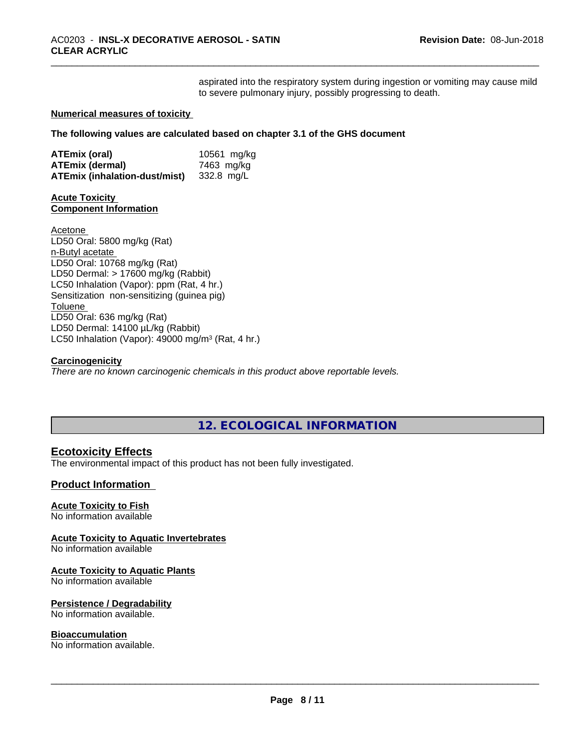aspirated into the respiratory system during ingestion or vomiting may cause mild to severe pulmonary injury, possibly progressing to death.

**Numerical measures of toxicity**

**The following values are calculated based on chapter 3.1 of the GHS document**

| | |
|---|---|
| **ATEmix (oral)** | 10561 mg/kg |
| **ATEmix (dermal)** | 7463 mg/kg |
| **ATEmix (inhalation-dust/mist)** | 332.8 mg/L |

**Acute Toxicity**
**Component Information**

Acetone
LD50 Oral: 5800 mg/kg (Rat)
n-Butyl acetate
LD50 Oral: 10768 mg/kg (Rat)
LD50 Dermal: > 17600 mg/kg (Rabbit)
LC50 Inhalation (Vapor): ppm (Rat, 4 hr.)
Sensitization non-sensitizing (guinea pig)
Toluene
LD50 Oral: 636 mg/kg (Rat)
LD50 Dermal: 14100 µL/kg (Rabbit)
LC50 Inhalation (Vapor): 49000 mg/m$^3$ (Rat, 4 hr.)

**Carcinogenicity**
*There are no known carcinogenic chemicals in this product above reportable levels.*

## 12. ECOLOGICAL INFORMATION

### Ecotoxicity Effects
The environmental impact of this product has not been fully investigated.

### Product Information

**Acute Toxicity to Fish**
No information available

**Acute Toxicity to Aquatic Invertebrates**
No information available

**Acute Toxicity to Aquatic Plants**
No information available

**Persistence / Degradability**
No information available.

**Bioaccumulation**
No information available.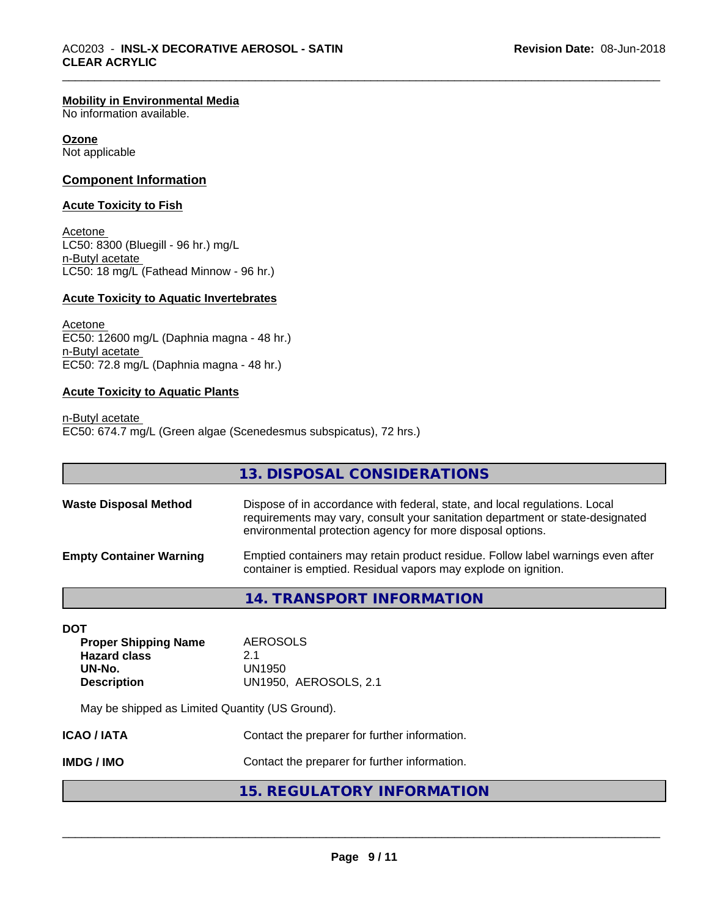#### Mobility in Environmental Media

No information available.

#### Ozone

Not applicable

### Component Information

#### Acute Toxicity to Fish

Acetone
LC50: 8300 (Bluegill - 96 hr.) mg/L
n-Butyl acetate
LC50: 18 mg/L (Fathead Minnow - 96 hr.)

#### Acute Toxicity to Aquatic Invertebrates

Acetone
EC50: 12600 mg/L (Daphnia magna - 48 hr.)
n-Butyl acetate
EC50: 72.8 mg/L (Daphnia magna - 48 hr.)

#### Acute Toxicity to Aquatic Plants

n-Butyl acetate
EC50: 674.7 mg/L (Green algae (Scenedesmus subspicatus), 72 hrs.)

## 13. DISPOSAL CONSIDERATIONS

**Waste Disposal Method** — Dispose of in accordance with federal, state, and local regulations. Local requirements may vary, consult your sanitation department or state-designated environmental protection agency for more disposal options.

**Empty Container Warning** — Emptied containers may retain product residue. Follow label warnings even after container is emptied. Residual vapors may explode on ignition.

## 14. TRANSPORT INFORMATION

**DOT**

| | |
|---|---|
| **Proper Shipping Name** | AEROSOLS |
| **Hazard class** | 2.1 |
| **UN-No.** | UN1950 |
| **Description** | UN1950, AEROSOLS, 2.1 |

May be shipped as Limited Quantity (US Ground).

**ICAO / IATA** — Contact the preparer for further information.

**IMDG / IMO** — Contact the preparer for further information.

## 15. REGULATORY INFORMATION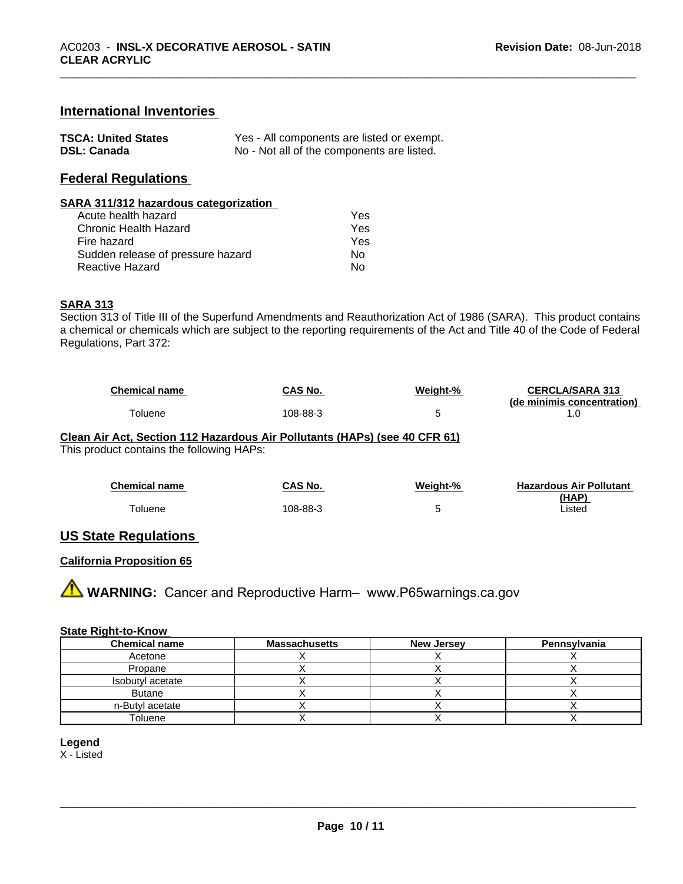## International Inventories

| | |
|---|---|
| **TSCA: United States** | Yes - All components are listed or exempt. |
| **DSL: Canada** | No - Not all of the components are listed. |

## Federal Regulations

**SARA 311/312 hazardous categorization**

| | |
|---|---|
| Acute health hazard | Yes |
| Chronic Health Hazard | Yes |
| Fire hazard | Yes |
| Sudden release of pressure hazard | No |
| Reactive Hazard | No |

**SARA 313**

Section 313 of Title III of the Superfund Amendments and Reauthorization Act of 1986 (SARA). This product contains a chemical or chemicals which are subject to the reporting requirements of the Act and Title 40 of the Code of Federal Regulations, Part 372:

| Chemical name | CAS No. | Weight-% | CERCLA/SARA 313 (de minimis concentration) |
|---|---|---|---|
| Toluene | 108-88-3 | 5 | 1.0 |

**Clean Air Act, Section 112 Hazardous Air Pollutants (HAPs) (see 40 CFR 61)**

This product contains the following HAPs:

| Chemical name | CAS No. | Weight-% | Hazardous Air Pollutant (HAP) |
|---|---|---|---|
| Toluene | 108-88-3 | 5 | Listed |

## US State Regulations

**California Proposition 65**

⚠ **WARNING:** Cancer and Reproductive Harm– www.P65warnings.ca.gov

**State Right-to-Know**

| Chemical name | Massachusetts | New Jersey | Pennsylvania |
|---|---|---|---|
| Acetone | X | X | X |
| Propane | X | X | X |
| Isobutyl acetate | X | X | X |
| Butane | X | X | X |
| n-Butyl acetate | X | X | X |
| Toluene | X | X | X |

**Legend**

X - Listed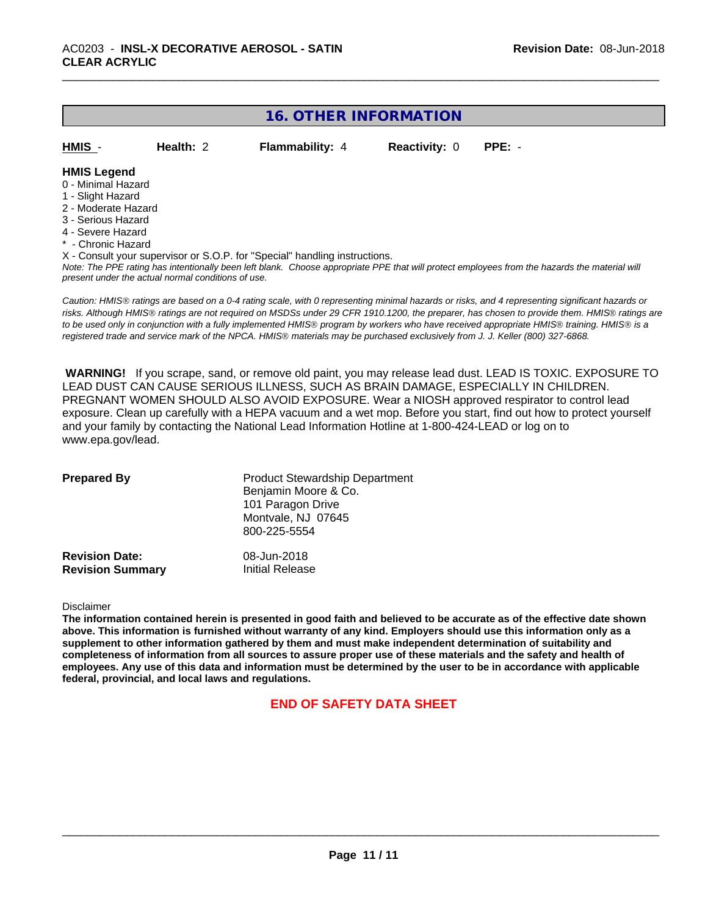## 16. OTHER INFORMATION

| HMIS - | Health: 2 | Flammability: 4 | Reactivity: 0 | PPE: - |
|---|---|---|---|---|

**HMIS Legend**
0 - Minimal Hazard
1 - Slight Hazard
2 - Moderate Hazard
3 - Serious Hazard
4 - Severe Hazard
* - Chronic Hazard
X - Consult your supervisor or S.O.P. for "Special" handling instructions.

*Note: The PPE rating has intentionally been left blank. Choose appropriate PPE that will protect employees from the hazards the material will present under the actual normal conditions of use.*

*Caution: HMIS® ratings are based on a 0-4 rating scale, with 0 representing minimal hazards or risks, and 4 representing significant hazards or risks. Although HMIS® ratings are not required on MSDSs under 29 CFR 1910.1200, the preparer, has chosen to provide them. HMIS® ratings are to be used only in conjunction with a fully implemented HMIS® program by workers who have received appropriate HMIS® training. HMIS® is a registered trade and service mark of the NPCA. HMIS® materials may be purchased exclusively from J. J. Keller (800) 327-6868.*

**WARNING!** If you scrape, sand, or remove old paint, you may release lead dust. LEAD IS TOXIC. EXPOSURE TO LEAD DUST CAN CAUSE SERIOUS ILLNESS, SUCH AS BRAIN DAMAGE, ESPECIALLY IN CHILDREN. PREGNANT WOMEN SHOULD ALSO AVOID EXPOSURE. Wear a NIOSH approved respirator to control lead exposure. Clean up carefully with a HEPA vacuum and a wet mop. Before you start, find out how to protect yourself and your family by contacting the National Lead Information Hotline at 1-800-424-LEAD or log on to www.epa.gov/lead.

**Prepared By**
Product Stewardship Department
Benjamin Moore & Co.
101 Paragon Drive
Montvale, NJ 07645
800-225-5554

**Revision Date:** 08-Jun-2018
**Revision Summary** Initial Release

Disclaimer

**The information contained herein is presented in good faith and believed to be accurate as of the effective date shown above. This information is furnished without warranty of any kind. Employers should use this information only as a supplement to other information gathered by them and must make independent determination of suitability and completeness of information from all sources to assure proper use of these materials and the safety and health of employees. Any use of this data and information must be determined by the user to be in accordance with applicable federal, provincial, and local laws and regulations.**

**END OF SAFETY DATA SHEET**